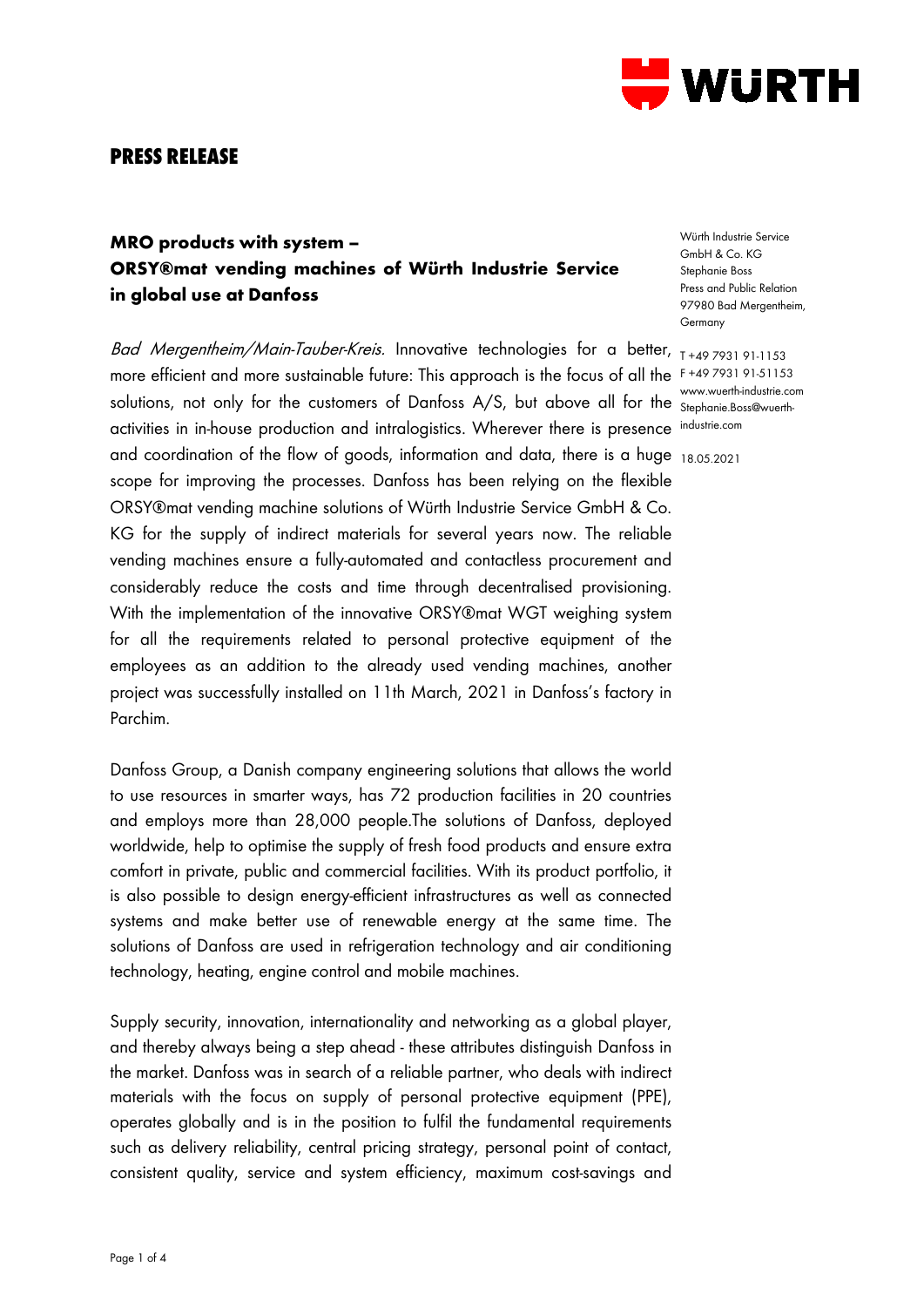# PRESS RELEASE

## MRO products with system – ORSY®mat vending machines of Würth Industrie Service in global use at Danfoss

Würth Industrie Service GmbH & Co. KG
Stephanie Boss
Press and Public Relation
97980 Bad Mergentheim, Germany

T +49 7931 91-1153
F +49 7931 91-51153
www.wuerth-industrie.com
Stephanie.Boss@wuerth-industrie.com

18.05.2021

*Bad Mergentheim/Main-Tauber-Kreis.* Innovative technologies for a better, more efficient and more sustainable future: This approach is the focus of all the solutions, not only for the customers of Danfoss A/S, but above all for the activities in in-house production and intralogistics. Wherever there is presence and coordination of the flow of goods, information and data, there is a huge scope for improving the processes. Danfoss has been relying on the flexible ORSY®mat vending machine solutions of Würth Industrie Service GmbH & Co. KG for the supply of indirect materials for several years now. The reliable vending machines ensure a fully-automated and contactless procurement and considerably reduce the costs and time through decentralised provisioning. With the implementation of the innovative ORSY®mat WGT weighing system for all the requirements related to personal protective equipment of the employees as an addition to the already used vending machines, another project was successfully installed on 11th March, 2021 in Danfoss's factory in Parchim.

Danfoss Group, a Danish company engineering solutions that allows the world to use resources in smarter ways, has 72 production facilities in 20 countries and employs more than 28,000 people.The solutions of Danfoss, deployed worldwide, help to optimise the supply of fresh food products and ensure extra comfort in private, public and commercial facilities. With its product portfolio, it is also possible to design energy-efficient infrastructures as well as connected systems and make better use of renewable energy at the same time. The solutions of Danfoss are used in refrigeration technology and air conditioning technology, heating, engine control and mobile machines.

Supply security, innovation, internationality and networking as a global player, and thereby always being a step ahead - these attributes distinguish Danfoss in the market. Danfoss was in search of a reliable partner, who deals with indirect materials with the focus on supply of personal protective equipment (PPE), operates globally and is in the position to fulfil the fundamental requirements such as delivery reliability, central pricing strategy, personal point of contact, consistent quality, service and system efficiency, maximum cost-savings and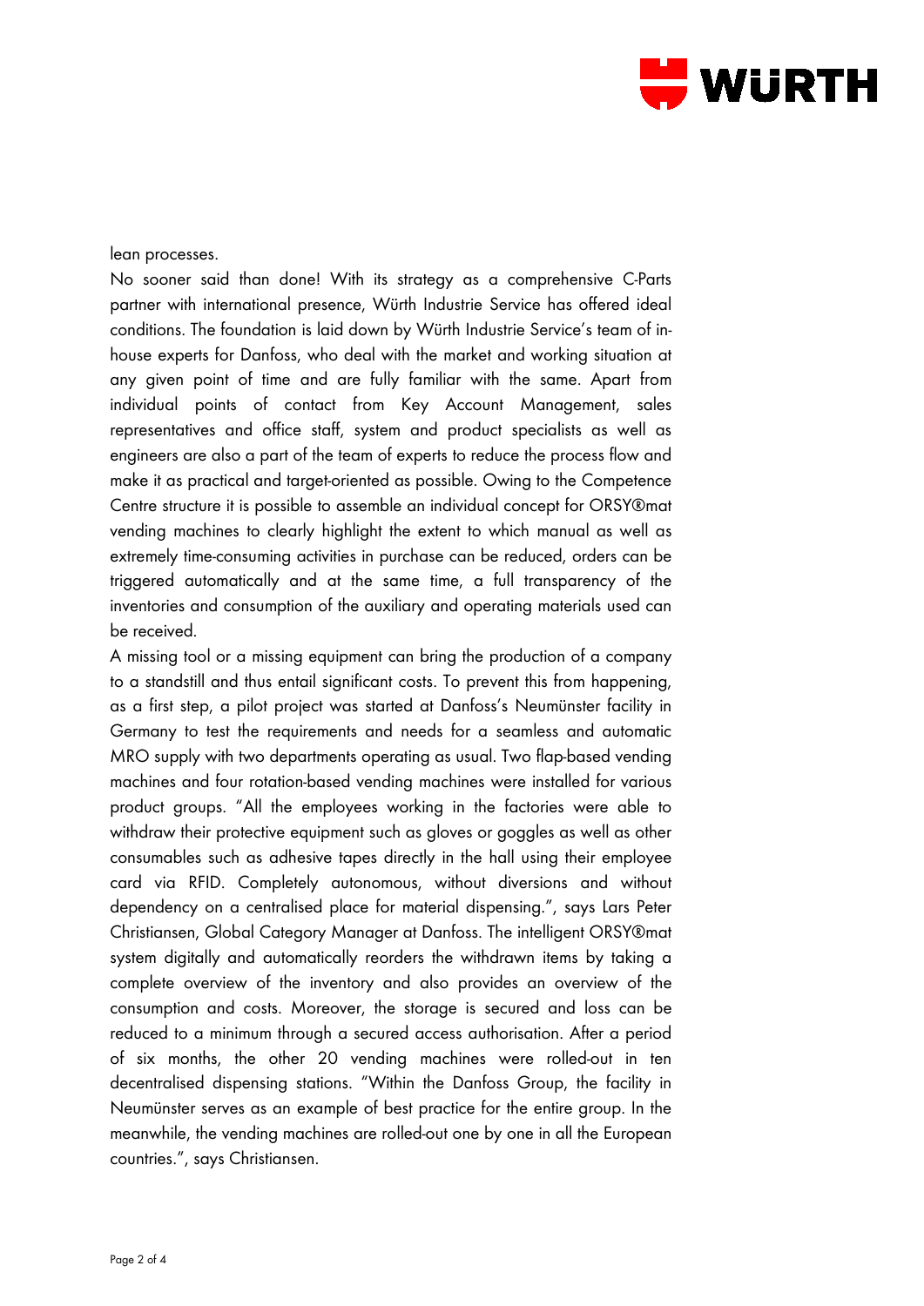lean processes.

No sooner said than done! With its strategy as a comprehensive C-Parts partner with international presence, Würth Industrie Service has offered ideal conditions. The foundation is laid down by Würth Industrie Service's team of in-house experts for Danfoss, who deal with the market and working situation at any given point of time and are fully familiar with the same. Apart from individual points of contact from Key Account Management, sales representatives and office staff, system and product specialists as well as engineers are also a part of the team of experts to reduce the process flow and make it as practical and target-oriented as possible. Owing to the Competence Centre structure it is possible to assemble an individual concept for ORSY®mat vending machines to clearly highlight the extent to which manual as well as extremely time-consuming activities in purchase can be reduced, orders can be triggered automatically and at the same time, a full transparency of the inventories and consumption of the auxiliary and operating materials used can be received.

A missing tool or a missing equipment can bring the production of a company to a standstill and thus entail significant costs. To prevent this from happening, as a first step, a pilot project was started at Danfoss's Neumünster facility in Germany to test the requirements and needs for a seamless and automatic MRO supply with two departments operating as usual. Two flap-based vending machines and four rotation-based vending machines were installed for various product groups. "All the employees working in the factories were able to withdraw their protective equipment such as gloves or goggles as well as other consumables such as adhesive tapes directly in the hall using their employee card via RFID. Completely autonomous, without diversions and without dependency on a centralised place for material dispensing.", says Lars Peter Christiansen, Global Category Manager at Danfoss. The intelligent ORSY®mat system digitally and automatically reorders the withdrawn items by taking a complete overview of the inventory and also provides an overview of the consumption and costs. Moreover, the storage is secured and loss can be reduced to a minimum through a secured access authorisation. After a period of six months, the other 20 vending machines were rolled-out in ten decentralised dispensing stations. "Within the Danfoss Group, the facility in Neumünster serves as an example of best practice for the entire group. In the meanwhile, the vending machines are rolled-out one by one in all the European countries.", says Christiansen.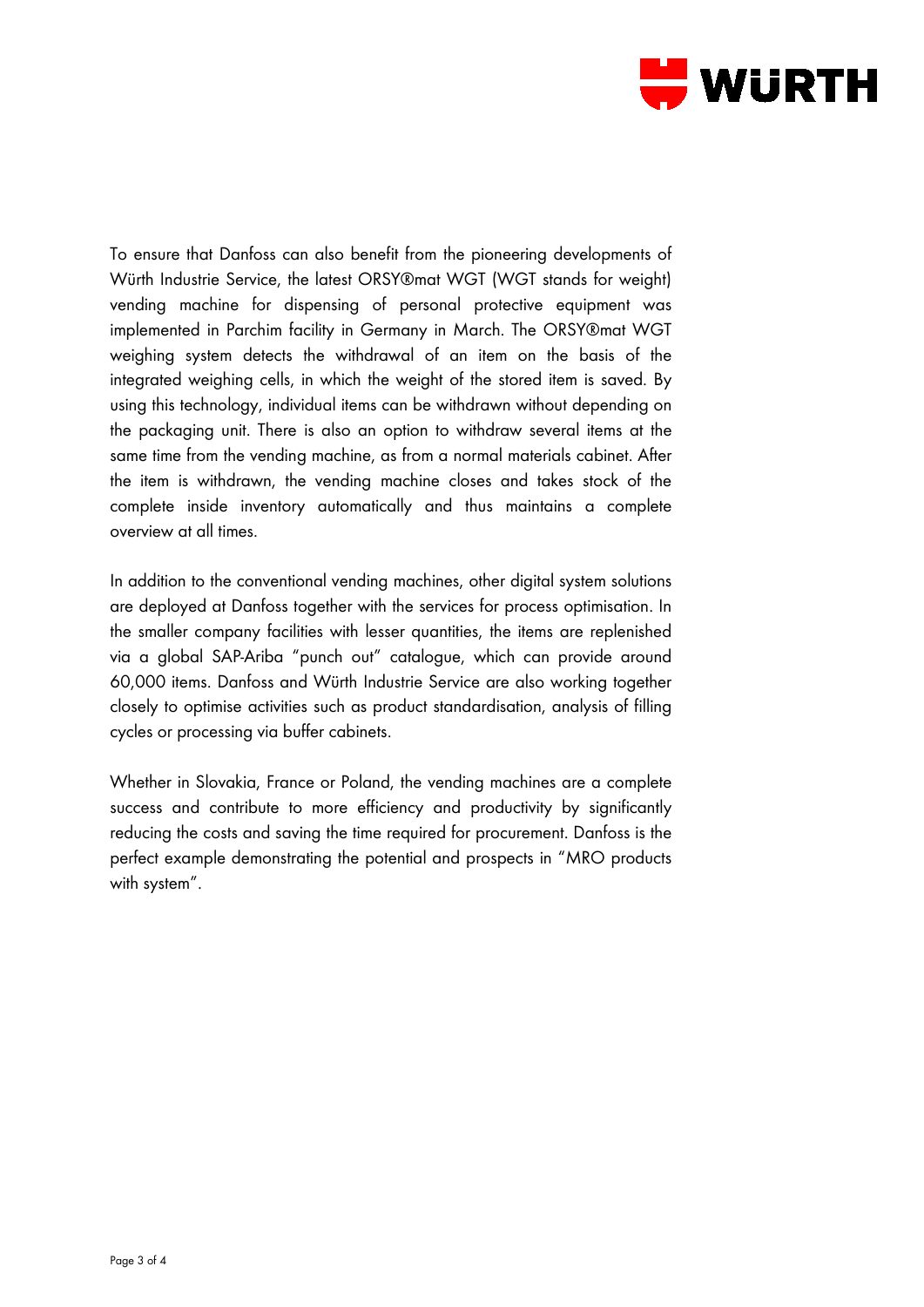To ensure that Danfoss can also benefit from the pioneering developments of Würth Industrie Service, the latest ORSY®mat WGT (WGT stands for weight) vending machine for dispensing of personal protective equipment was implemented in Parchim facility in Germany in March. The ORSY®mat WGT weighing system detects the withdrawal of an item on the basis of the integrated weighing cells, in which the weight of the stored item is saved. By using this technology, individual items can be withdrawn without depending on the packaging unit. There is also an option to withdraw several items at the same time from the vending machine, as from a normal materials cabinet. After the item is withdrawn, the vending machine closes and takes stock of the complete inside inventory automatically and thus maintains a complete overview at all times.

In addition to the conventional vending machines, other digital system solutions are deployed at Danfoss together with the services for process optimisation. In the smaller company facilities with lesser quantities, the items are replenished via a global SAP-Ariba "punch out" catalogue, which can provide around 60,000 items. Danfoss and Würth Industrie Service are also working together closely to optimise activities such as product standardisation, analysis of filling cycles or processing via buffer cabinets.

Whether in Slovakia, France or Poland, the vending machines are a complete success and contribute to more efficiency and productivity by significantly reducing the costs and saving the time required for procurement. Danfoss is the perfect example demonstrating the potential and prospects in "MRO products with system".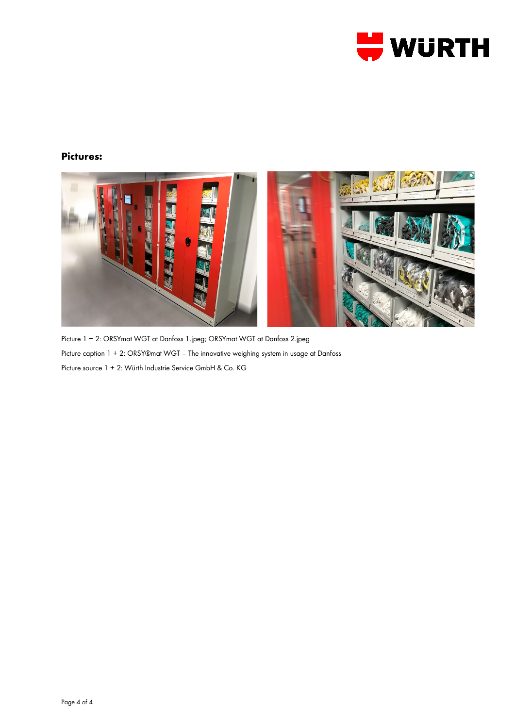**Pictures:**

Picture 1 + 2: ORSYmat WGT at Danfoss 1.jpeg; ORSYmat WGT at Danfoss 2.jpeg

Picture caption 1 + 2: ORSY®mat WGT – The innovative weighing system in usage at Danfoss

Picture source 1 + 2: Würth Industrie Service GmbH & Co. KG